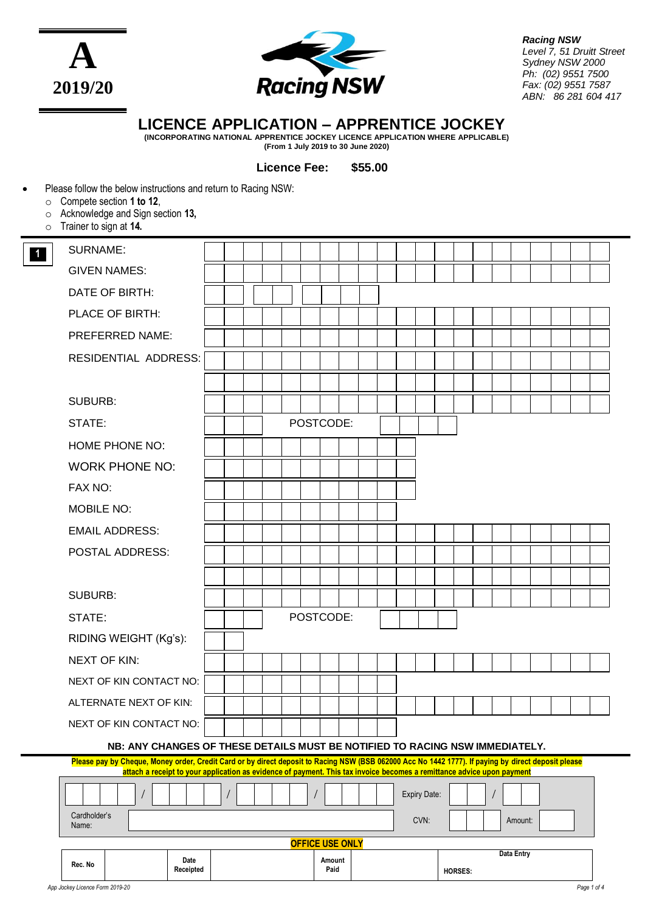**A**

**2019/20**

*Racing NSW*
*Level 7, 51 Druitt Street*
*Sydney NSW 2000*
*Ph: (02) 9551 7500*
*Fax: (02) 9551 7587*
*ABN: 86 281 604 417*

# LICENCE APPLICATION – APPRENTICE JOCKEY

**(INCORPORATING NATIONAL APPRENTICE JOCKEY LICENCE APPLICATION WHERE APPLICABLE)**
**(From 1 July 2019 to 30 June 2020)**

**Licence Fee: $55.00**

- Please follow the below instructions and return to Racing NSW:
  - Compete section **1 to 12**,
  - Acknowledge and Sign section **13,**
  - Trainer to sign at **14.**

**1**

| | |
|---|---|
| SURNAME: | |
| GIVEN NAMES: | |
| DATE OF BIRTH: | |
| PLACE OF BIRTH: | |
| PREFERRED NAME: | |
| RESIDENTIAL ADDRESS: | |
| | |
| SUBURB: | |
| STATE: | POSTCODE: |
| HOME PHONE NO: | |
| WORK PHONE NO: | |
| FAX NO: | |
| MOBILE NO: | |
| EMAIL ADDRESS: | |
| POSTAL ADDRESS: | |
| | |
| SUBURB: | |
| STATE: | POSTCODE: |
| RIDING WEIGHT (Kg's): | |
| NEXT OF KIN: | |
| NEXT OF KIN CONTACT NO: | |
| ALTERNATE NEXT OF KIN: | |
| NEXT OF KIN CONTACT NO: | |

**NB: ANY CHANGES OF THESE DETAILS MUST BE NOTIFIED TO RACING NSW IMMEDIATELY.**

**Please pay by Cheque, Money order, Credit Card or by direct deposit to Racing NSW (BSB 062000 Acc No 1442 1777). If paying by direct deposit please attach a receipt to your application as evidence of payment. This tax invoice becomes a remittance advice upon payment**

| | | | |
|---|---|---|---|
| / / / | | Expiry Date: | / |
| Cardholder's Name: | | CVN: | Amount: |

**OFFICE USE ONLY**

| Rec. No | | Date Receipted | | Amount Paid | | Data Entry HORSES: |
|---|---|---|---|---|---|---|

*App Jockey Licence Form 2019-20*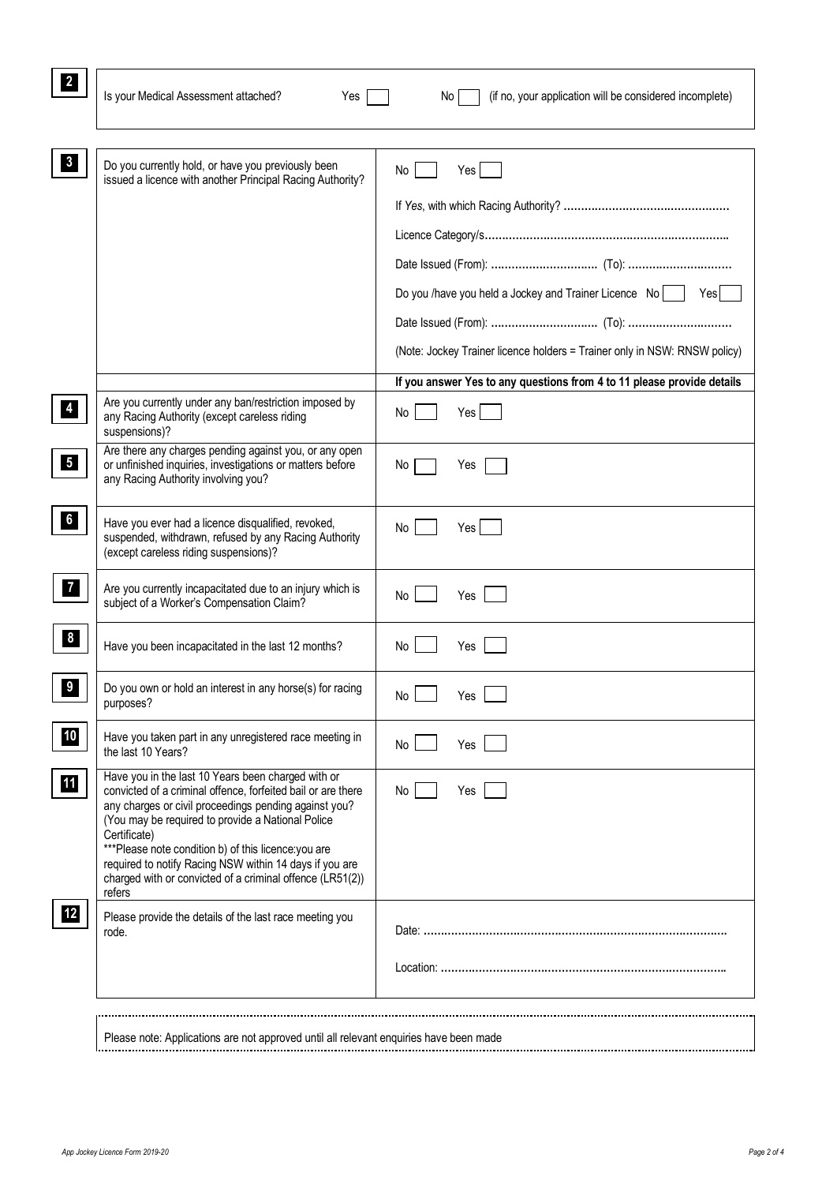**2** Is your Medical Assessment attached? Yes ☐ No ☐ (if no, your application will be considered incomplete)

| | | |
|---|---|---|
| **3** | Do you currently hold, or have you previously been issued a licence with another Principal Racing Authority? | No ☐ Yes ☐<br>If *Yes*, with which Racing Authority? ..............................................<br>Licence Category/s....................................................................<br>Date Issued (From): .............................. (To): ..............................<br>Do you /have you held a Jockey and Trainer Licence No ☐ Yes ☐<br>Date Issued (From): .............................. (To): ..............................<br>(Note: Jockey Trainer licence holders = Trainer only in NSW: RNSW policy) |
| | | **If you answer Yes to any questions from 4 to 11 please provide details** |
| **4** | Are you currently under any ban/restriction imposed by any Racing Authority (except careless riding suspensions)? | No ☐ Yes ☐ |
| **5** | Are there any charges pending against you, or any open or unfinished inquiries, investigations or matters before any Racing Authority involving you? | No ☐ Yes ☐ |
| **6** | Have you ever had a licence disqualified, revoked, suspended, withdrawn, refused by any Racing Authority (except careless riding suspensions)? | No ☐ Yes ☐ |
| **7** | Are you currently incapacitated due to an injury which is subject of a Worker's Compensation Claim? | No ☐ Yes ☐ |
| **8** | Have you been incapacitated in the last 12 months? | No ☐ Yes ☐ |
| **9** | Do you own or hold an interest in any horse(s) for racing purposes? | No ☐ Yes ☐ |
| **10** | Have you taken part in any unregistered race meeting in the last 10 Years? | No ☐ Yes ☐ |
| **11** | Have you in the last 10 Years been charged with or convicted of a criminal offence, forfeited bail or are there any charges or civil proceedings pending against you? (You may be required to provide a National Police Certificate)<br>***Please note condition b) of this licence:you are required to notify Racing NSW within 14 days if you are charged with or convicted of a criminal offence (LR51(2)) refers | No ☐ Yes ☐ |
| **12** | Please provide the details of the last race meeting you rode. | Date: .......................................................................................<br>Location: ................................................................................. |

Please note: Applications are not approved until all relevant enquiries have been made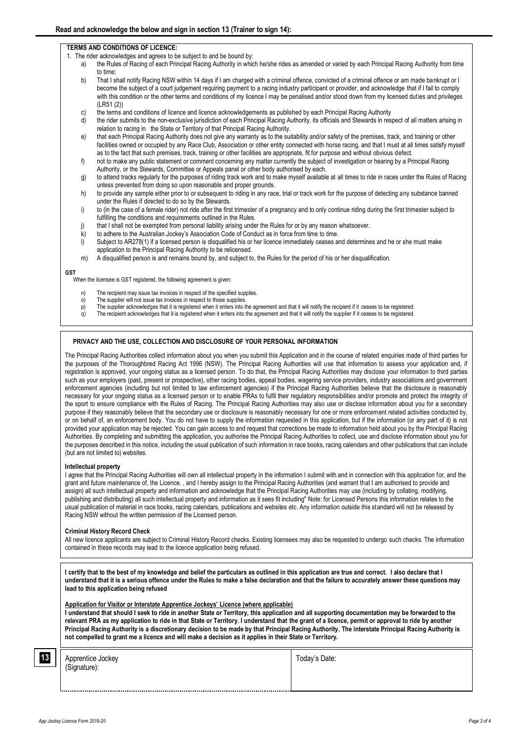**Read and acknowledge the below and sign in section 13 (Trainer to sign 14):**

**TERMS AND CONDITIONS OF LICENCE:**

1. The rider acknowledges and agrees to be subject to and be bound by:
   a) the Rules of Racing of each Principal Racing Authority in which he/she rides as amended or varied by each Principal Racing Authority from time to time;
   b) That I shall notify Racing NSW within 14 days if I am charged with a criminal offence, convicted of a criminal offence or am made bankrupt or I become the subject of a court judgement requiring payment to a racing industry participant or provider, and acknowledge that if I fail to comply with this condition or the other terms and conditions of my licence I may be penalised and/or stood down from my licensed duties and privileges (LR51 (2))
   c) the terms and conditions of licence and licence acknowledgements as published by each Principal Racing Authority
   d) the rider submits to the non-exclusive jurisdiction of each Principal Racing Authority, its officials and Stewards in respect of all matters arising in relation to racing in the State or Territory of that Principal Racing Authority.
   e) that each Principal Racing Authority does not give any warranty as to the suitability and/or safety of the premises, track, and training or other facilities owned or occupied by any Race Club, Association or other entity connected with horse racing, and that I must at all times satisfy myself as to the fact that such premises, track, training or other facilities are appropriate, fit for purpose and without obvious defect.
   f) not to make any public statement or comment concerning any matter currently the subject of investigation or hearing by a Principal Racing Authority, or the Stewards, Committee or Appeals panel or other body authorised by each.
   g) to attend tracks regularly for the purposes of riding track work and to make myself available at all times to ride in races under the Rules of Racing unless prevented from doing so upon reasonable and proper grounds.
   h) to provide any sample either prior to or subsequent to riding in any race, trial or track work for the purpose of detecting any substance banned under the Rules if directed to do so by the Stewards.
   i) to (in the case of a female rider) not ride after the first trimester of a pregnancy and to only continue riding during the first trimester subject to fulfilling the conditions and requirements outlined in the Rules.
   j) that I shall not be exempted from personal liability arising under the Rules for or by any reason whatsoever.
   k) to adhere to the Australian Jockey's Association Code of Conduct as in force from time to time.
   l) Subject to AR278(1) if a licensed person is disqualified his or her licence immediately ceases and determines and he or she must make application to the Principal Racing Authority to be relicensed.
   m) A disqualified person is and remains bound by, and subject to, the Rules for the period of his or her disqualification.

**GST**

When the licensee is GST registered, the following agreement is given:

n) The recipient may issue tax invoices in respect of the specified supplies.
o) The supplier will not issue tax invoices in respect to those supplies.
p) The supplier acknowledges that it is registered when it enters into the agreement and that it will notify the recipient if it ceases to be registered.
q) The recipient acknowledges that it is registered when it enters into the agreement and that it will notify the supplier if it ceases to be registered.

**PRIVACY AND THE USE, COLLECTION AND DISCLOSURE OF YOUR PERSONAL INFORMATION**

The Principal Racing Authorities collect information about you when you submit this Application and in the course of related enquiries made of third parties for the purposes of the Thoroughbred Racing Act 1996 (NSW). The Principal Racing Authorities will use that information to assess your application and, if registration is approved, your ongoing status as a licensed person. To do that, the Principal Racing Authorities may disclose your information to third parties such as your employers (past, present or prospective), other racing bodies, appeal bodies, wagering service providers, industry associations and government enforcement agencies (including but not limited to law enforcement agencies) if the Principal Racing Authorities believe that the disclosure is reasonably necessary for your ongoing status as a licensed person or to enable PRAs to fulfil their regulatory responsibilities and/or promote and protect the integrity of the sport to ensure compliance with the Rules of Racing. The Principal Racing Authorities may also use or disclose information about you for a secondary purpose if they reasonably believe that the secondary use or disclosure is reasonably necessary for one or more enforcement related activities conducted by, or on behalf of, an enforcement body. You do not have to supply the information requested in this application, but if the information (or any part of it) is not provided your application may be rejected. You can gain access to and request that corrections be made to information held about you by the Principal Racing Authorities. By completing and submitting this application, you authorise the Principal Racing Authorities to collect, use and disclose information about you for the purposes described in this notice, including the usual publication of such information in race books, racing calendars and other publications that can include (but are not limited to) websites.

**Intellectual property**

I agree that the Principal Racing Authorities will own all intellectual property in the information I submit with and in connection with this application for, and the grant and future maintenance of, the Licence. , and I hereby assign to the Principal Racing Authorities (and warrant that I am authorised to provide and assign) all such intellectual property and information and acknowledge that the Principal Racing Authorities may use (including by collating, modifying, publishing and distributing) all such intellectual property and information as it sees fit including" Note: for Licensed Persons this information relates to the usual publication of material in race books, racing calendars, publications and websites etc. Any information outside this standard will not be released by Racing NSW without the written permission of the Licensed person.

**Criminal History Record Check**

All new licence applicants are subject to Criminal History Record checks. Existing licensees may also be requested to undergo such checks. The information contained in these records may lead to the licence application being refused.

**I certify that to the best of my knowledge and belief the particulars as outlined in this application are true and correct. I also declare that I understand that it is a serious offence under the Rules to make a false declaration and that the failure to accurately answer these questions may lead to this application being refused**

**Application for Visitor or Interstate Apprentice Jockeys' Licence (where applicable)**

**I understand that should I seek to ride in another State or Territory, this application and all supporting documentation may be forwarded to the relevant PRA as my application to ride in that State or Territory. I understand that the grant of a licence, permit or approval to ride by another Principal Racing Authority is a discretionary decision to be made by that Principal Racing Authority. The interstate Principal Racing Authority is not compelled to grant me a licence and will make a decision as it applies in their State or Territory.**

**13**

| Apprentice Jockey (Signature): | Today's Date: |
| --- | --- |
| | |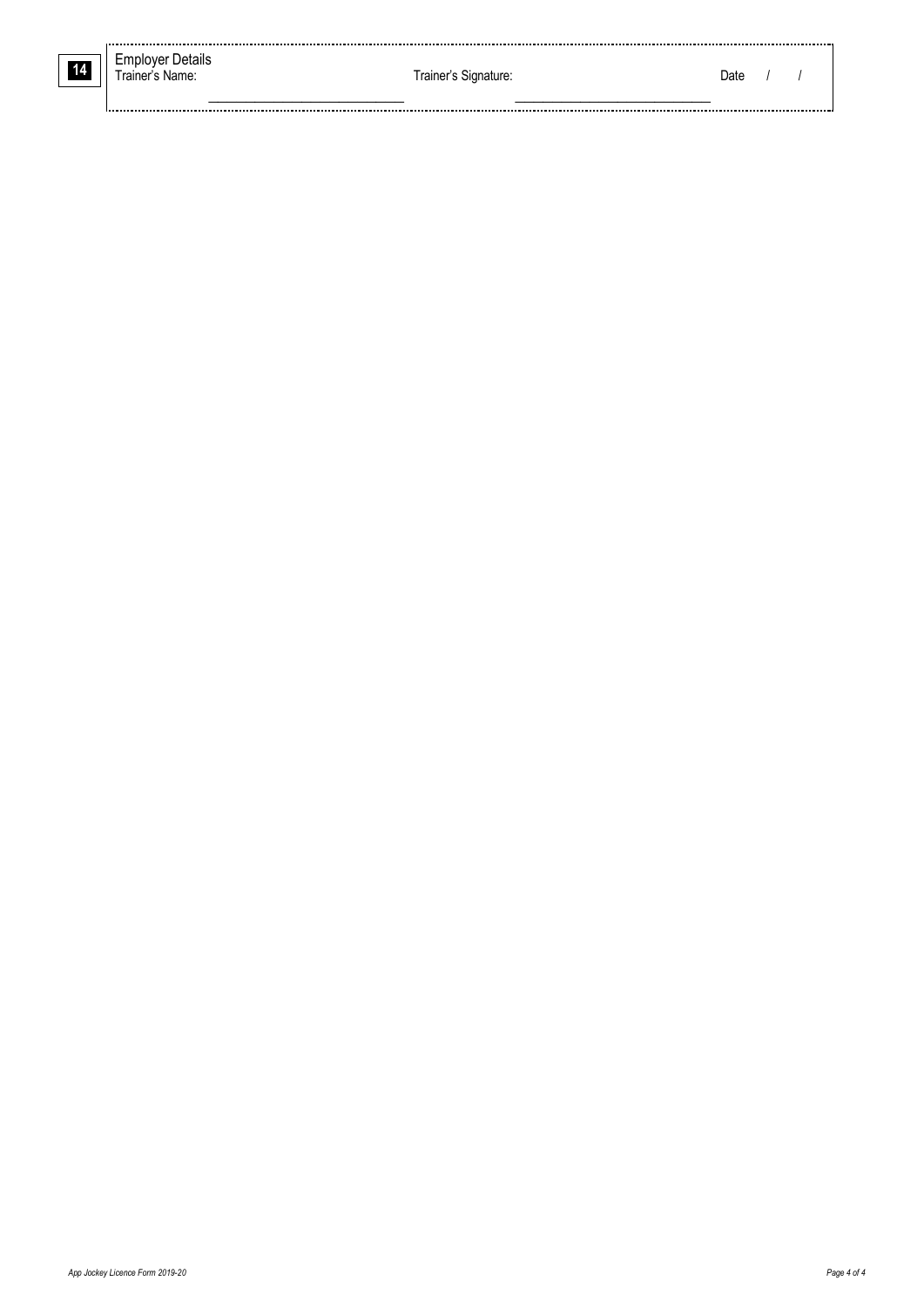**14** Employer Details

Trainer's Name: ____________________________ Trainer's Signature: ____________________________ Date / /